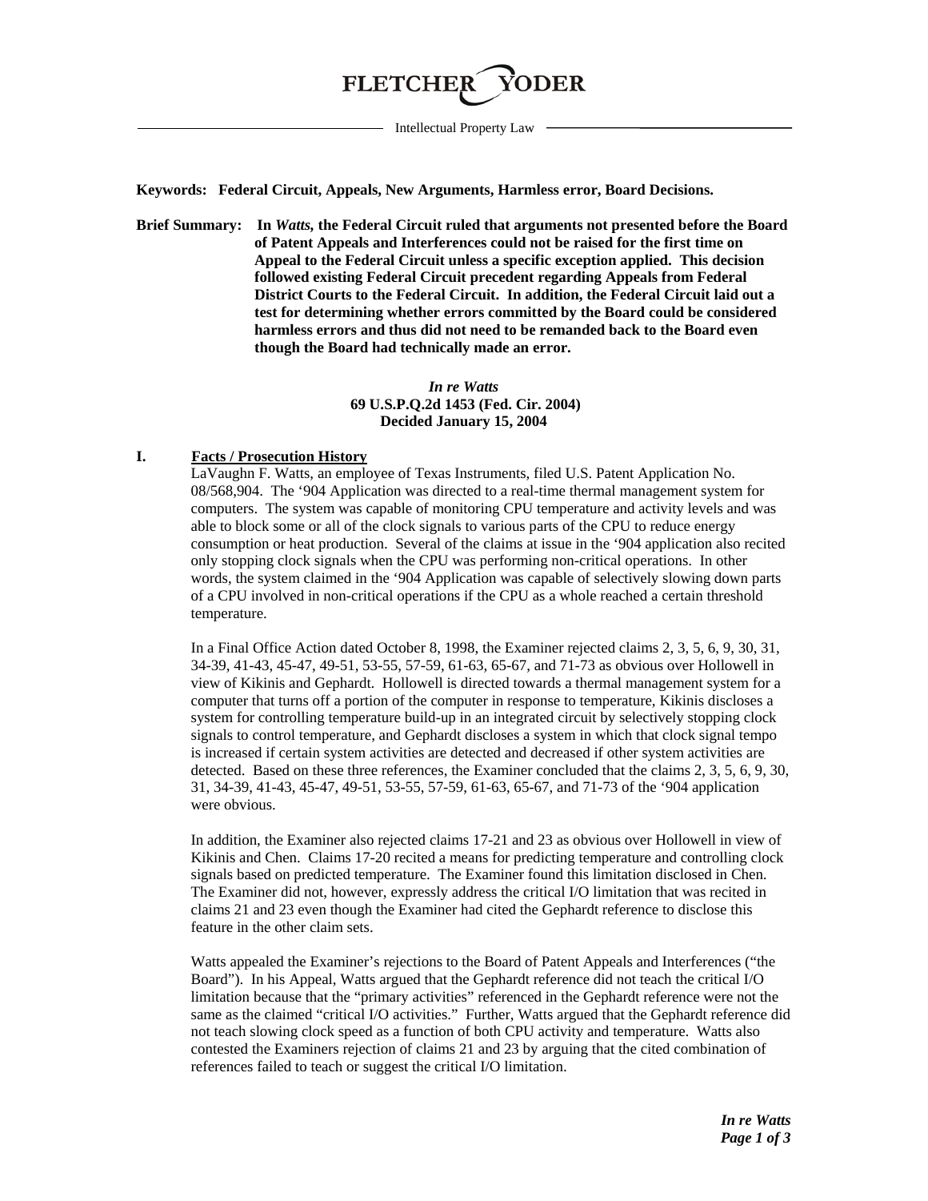FLETCHER YODER

Intellectual Property Law

**Keywords: Federal Circuit, Appeals, New Arguments, Harmless error, Board Decisions.**

**Brief Summary: In *Watts*, the Federal Circuit ruled that arguments not presented before the Board of Patent Appeals and Interferences could not be raised for the first time on Appeal to the Federal Circuit unless a specific exception applied. This decision followed existing Federal Circuit precedent regarding Appeals from Federal District Courts to the Federal Circuit. In addition, the Federal Circuit laid out a test for determining whether errors committed by the Board could be considered harmless errors and thus did not need to be remanded back to the Board even though the Board had technically made an error.**

***In re Watts***
**69 U.S.P.Q.2d 1453 (Fed. Cir. 2004)**
**Decided January 15, 2004**

## I. Facts / Prosecution History

LaVaughn F. Watts, an employee of Texas Instruments, filed U.S. Patent Application No. 08/568,904. The '904 Application was directed to a real-time thermal management system for computers. The system was capable of monitoring CPU temperature and activity levels and was able to block some or all of the clock signals to various parts of the CPU to reduce energy consumption or heat production. Several of the claims at issue in the '904 application also recited only stopping clock signals when the CPU was performing non-critical operations. In other words, the system claimed in the '904 Application was capable of selectively slowing down parts of a CPU involved in non-critical operations if the CPU as a whole reached a certain threshold temperature.

In a Final Office Action dated October 8, 1998, the Examiner rejected claims 2, 3, 5, 6, 9, 30, 31, 34-39, 41-43, 45-47, 49-51, 53-55, 57-59, 61-63, 65-67, and 71-73 as obvious over Hollowell in view of Kikinis and Gephardt. Hollowell is directed towards a thermal management system for a computer that turns off a portion of the computer in response to temperature, Kikinis discloses a system for controlling temperature build-up in an integrated circuit by selectively stopping clock signals to control temperature, and Gephardt discloses a system in which that clock signal tempo is increased if certain system activities are detected and decreased if other system activities are detected. Based on these three references, the Examiner concluded that the claims 2, 3, 5, 6, 9, 30, 31, 34-39, 41-43, 45-47, 49-51, 53-55, 57-59, 61-63, 65-67, and 71-73 of the '904 application were obvious.

In addition, the Examiner also rejected claims 17-21 and 23 as obvious over Hollowell in view of Kikinis and Chen. Claims 17-20 recited a means for predicting temperature and controlling clock signals based on predicted temperature. The Examiner found this limitation disclosed in Chen. The Examiner did not, however, expressly address the critical I/O limitation that was recited in claims 21 and 23 even though the Examiner had cited the Gephardt reference to disclose this feature in the other claim sets.

Watts appealed the Examiner's rejections to the Board of Patent Appeals and Interferences ("the Board"). In his Appeal, Watts argued that the Gephardt reference did not teach the critical I/O limitation because that the "primary activities" referenced in the Gephardt reference were not the same as the claimed "critical I/O activities." Further, Watts argued that the Gephardt reference did not teach slowing clock speed as a function of both CPU activity and temperature. Watts also contested the Examiners rejection of claims 21 and 23 by arguing that the cited combination of references failed to teach or suggest the critical I/O limitation.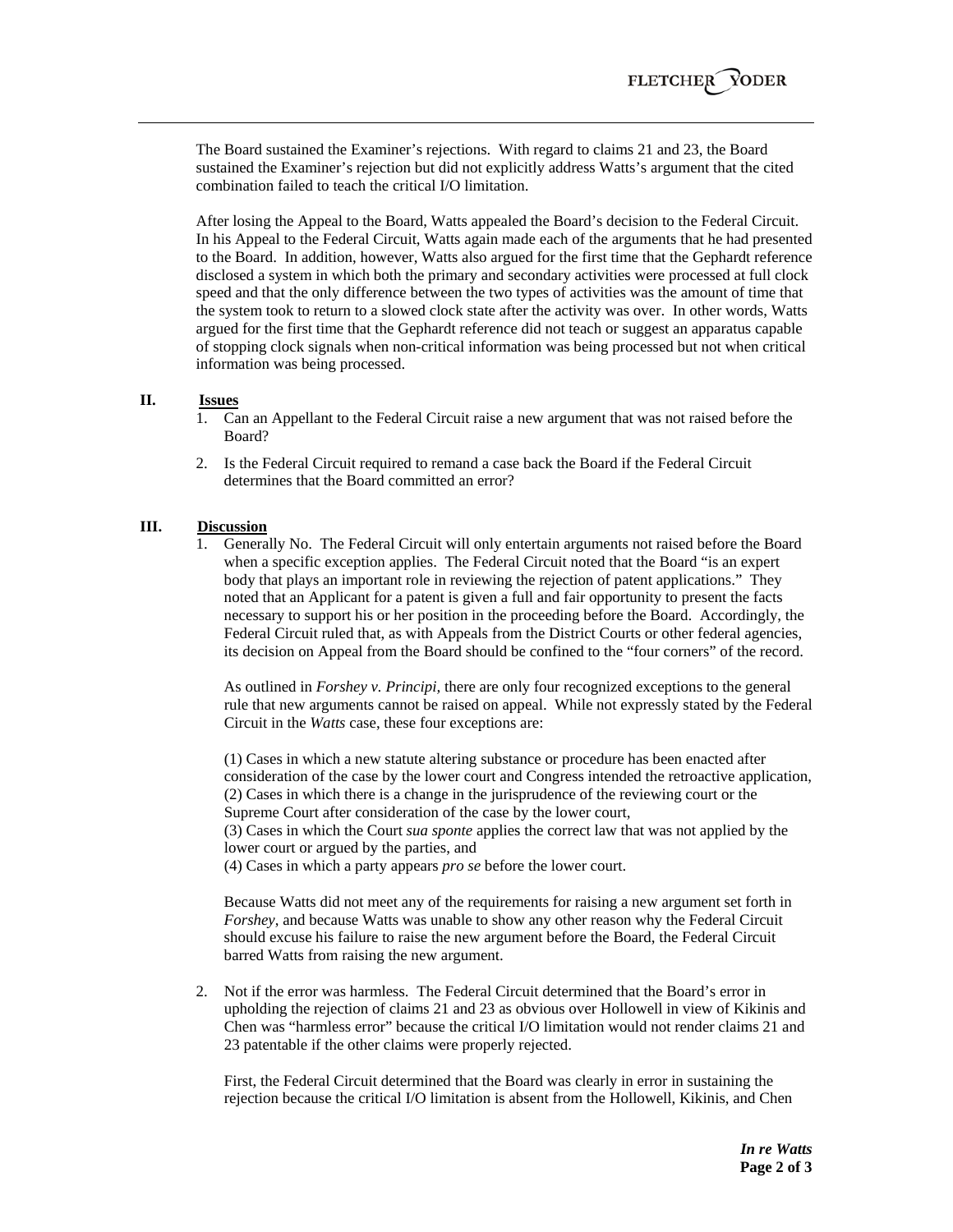The Board sustained the Examiner's rejections. With regard to claims 21 and 23, the Board sustained the Examiner's rejection but did not explicitly address Watts's argument that the cited combination failed to teach the critical I/O limitation.

After losing the Appeal to the Board, Watts appealed the Board's decision to the Federal Circuit. In his Appeal to the Federal Circuit, Watts again made each of the arguments that he had presented to the Board. In addition, however, Watts also argued for the first time that the Gephardt reference disclosed a system in which both the primary and secondary activities were processed at full clock speed and that the only difference between the two types of activities was the amount of time that the system took to return to a slowed clock state after the activity was over. In other words, Watts argued for the first time that the Gephardt reference did not teach or suggest an apparatus capable of stopping clock signals when non-critical information was being processed but not when critical information was being processed.

## II. Issues

1. Can an Appellant to the Federal Circuit raise a new argument that was not raised before the Board?
2. Is the Federal Circuit required to remand a case back the Board if the Federal Circuit determines that the Board committed an error?

## III. Discussion

1. Generally No. The Federal Circuit will only entertain arguments not raised before the Board when a specific exception applies. The Federal Circuit noted that the Board "is an expert body that plays an important role in reviewing the rejection of patent applications." They noted that an Applicant for a patent is given a full and fair opportunity to present the facts necessary to support his or her position in the proceeding before the Board. Accordingly, the Federal Circuit ruled that, as with Appeals from the District Courts or other federal agencies, its decision on Appeal from the Board should be confined to the "four corners" of the record.

   As outlined in *Forshey v. Principi*, there are only four recognized exceptions to the general rule that new arguments cannot be raised on appeal. While not expressly stated by the Federal Circuit in the *Watts* case, these four exceptions are:

   (1) Cases in which a new statute altering substance or procedure has been enacted after consideration of the case by the lower court and Congress intended the retroactive application,
   (2) Cases in which there is a change in the jurisprudence of the reviewing court or the Supreme Court after consideration of the case by the lower court,
   (3) Cases in which the Court *sua sponte* applies the correct law that was not applied by the lower court or argued by the parties, and
   (4) Cases in which a party appears *pro se* before the lower court.

   Because Watts did not meet any of the requirements for raising a new argument set forth in *Forshey*, and because Watts was unable to show any other reason why the Federal Circuit should excuse his failure to raise the new argument before the Board, the Federal Circuit barred Watts from raising the new argument.

2. Not if the error was harmless. The Federal Circuit determined that the Board's error in upholding the rejection of claims 21 and 23 as obvious over Hollowell in view of Kikinis and Chen was "harmless error" because the critical I/O limitation would not render claims 21 and 23 patentable if the other claims were properly rejected.

   First, the Federal Circuit determined that the Board was clearly in error in sustaining the rejection because the critical I/O limitation is absent from the Hollowell, Kikinis, and Chen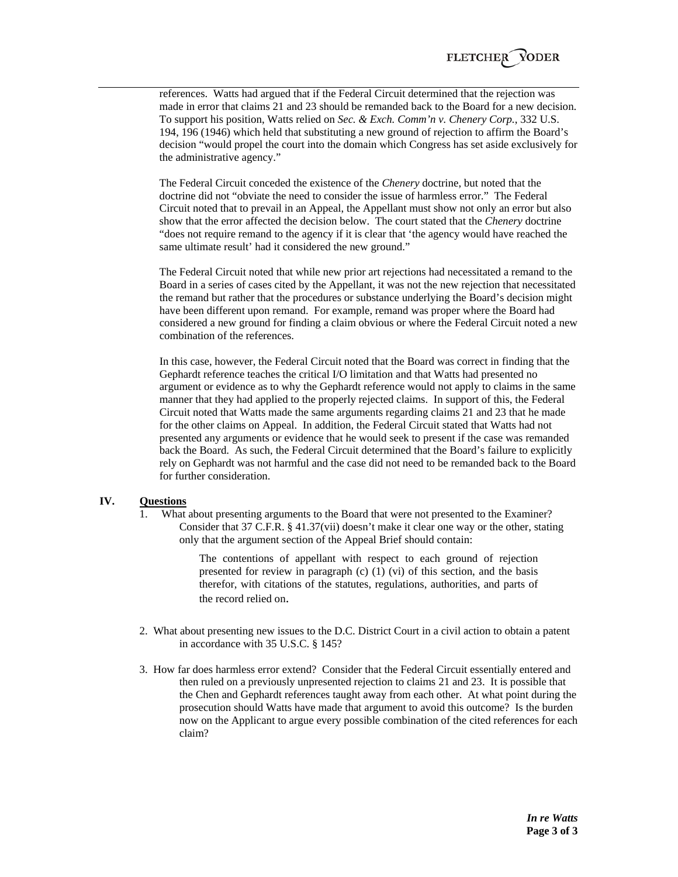references. Watts had argued that if the Federal Circuit determined that the rejection was made in error that claims 21 and 23 should be remanded back to the Board for a new decision. To support his position, Watts relied on *Sec. & Exch. Comm'n v. Chenery Corp.*, 332 U.S. 194, 196 (1946) which held that substituting a new ground of rejection to affirm the Board's decision "would propel the court into the domain which Congress has set aside exclusively for the administrative agency."

The Federal Circuit conceded the existence of the *Chenery* doctrine, but noted that the doctrine did not "obviate the need to consider the issue of harmless error." The Federal Circuit noted that to prevail in an Appeal, the Appellant must show not only an error but also show that the error affected the decision below. The court stated that the *Chenery* doctrine "does not require remand to the agency if it is clear that 'the agency would have reached the same ultimate result' had it considered the new ground."

The Federal Circuit noted that while new prior art rejections had necessitated a remand to the Board in a series of cases cited by the Appellant, it was not the new rejection that necessitated the remand but rather that the procedures or substance underlying the Board's decision might have been different upon remand. For example, remand was proper where the Board had considered a new ground for finding a claim obvious or where the Federal Circuit noted a new combination of the references.

In this case, however, the Federal Circuit noted that the Board was correct in finding that the Gephardt reference teaches the critical I/O limitation and that Watts had presented no argument or evidence as to why the Gephardt reference would not apply to claims in the same manner that they had applied to the properly rejected claims. In support of this, the Federal Circuit noted that Watts made the same arguments regarding claims 21 and 23 that he made for the other claims on Appeal. In addition, the Federal Circuit stated that Watts had not presented any arguments or evidence that he would seek to present if the case was remanded back the Board. As such, the Federal Circuit determined that the Board's failure to explicitly rely on Gephardt was not harmful and the case did not need to be remanded back to the Board for further consideration.

## IV. Questions

1. What about presenting arguments to the Board that were not presented to the Examiner? Consider that 37 C.F.R. § 41.37(vii) doesn't make it clear one way or the other, stating only that the argument section of the Appeal Brief should contain:

   > The contentions of appellant with respect to each ground of rejection presented for review in paragraph (c) (1) (vi) of this section, and the basis therefor, with citations of the statutes, regulations, authorities, and parts of the record relied on.

2. What about presenting new issues to the D.C. District Court in a civil action to obtain a patent in accordance with 35 U.S.C. § 145?

3. How far does harmless error extend? Consider that the Federal Circuit essentially entered and then ruled on a previously unpresented rejection to claims 21 and 23. It is possible that the Chen and Gephardt references taught away from each other. At what point during the prosecution should Watts have made that argument to avoid this outcome? Is the burden now on the Applicant to argue every possible combination of the cited references for each claim?